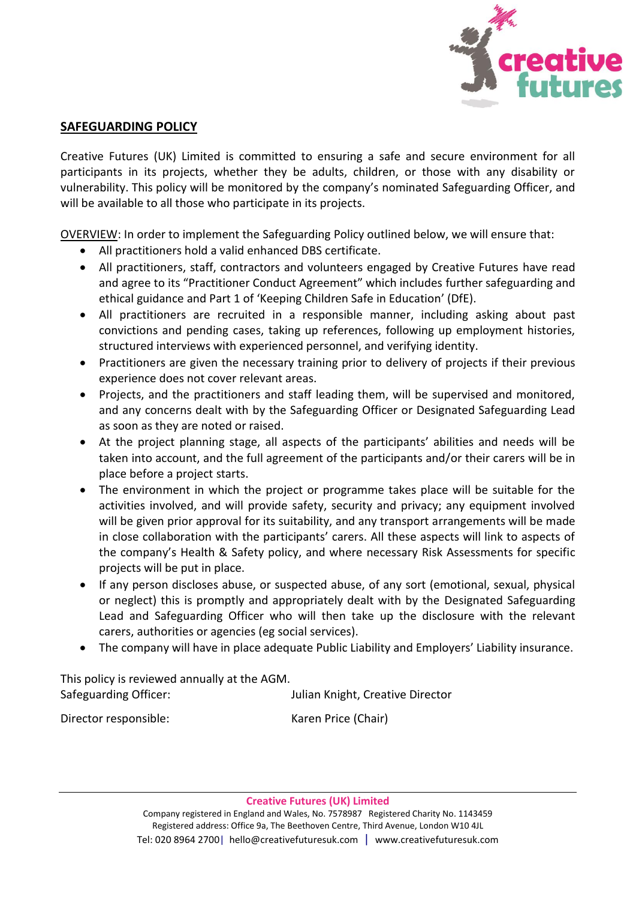## SAFEGUARDING POLICY

Creative Futures (UK) Limited is committed to ensuring a safe and secure environment for all participants in its projects, whether they be adults, children, or those with any disability or vulnerability. This policy will be monitored by the company's nominated Safeguarding Officer, and will be available to all those who participate in its projects.

OVERVIEW: In order to implement the Safeguarding Policy outlined below, we will ensure that:

- All practitioners hold a valid enhanced DBS certificate.
- All practitioners, staff, contractors and volunteers engaged by Creative Futures have read and agree to its "Practitioner Conduct Agreement" which includes further safeguarding and ethical guidance and Part 1 of 'Keeping Children Safe in Education' (DfE).
- All practitioners are recruited in a responsible manner, including asking about past convictions and pending cases, taking up references, following up employment histories, structured interviews with experienced personnel, and verifying identity.
- Practitioners are given the necessary training prior to delivery of projects if their previous experience does not cover relevant areas.
- Projects, and the practitioners and staff leading them, will be supervised and monitored, and any concerns dealt with by the Safeguarding Officer or Designated Safeguarding Lead as soon as they are noted or raised.
- At the project planning stage, all aspects of the participants' abilities and needs will be taken into account, and the full agreement of the participants and/or their carers will be in place before a project starts.
- The environment in which the project or programme takes place will be suitable for the activities involved, and will provide safety, security and privacy; any equipment involved will be given prior approval for its suitability, and any transport arrangements will be made in close collaboration with the participants' carers. All these aspects will link to aspects of the company's Health & Safety policy, and where necessary Risk Assessments for specific projects will be put in place.
- If any person discloses abuse, or suspected abuse, of any sort (emotional, sexual, physical or neglect) this is promptly and appropriately dealt with by the Designated Safeguarding Lead and Safeguarding Officer who will then take up the disclosure with the relevant carers, authorities or agencies (eg social services).
- The company will have in place adequate Public Liability and Employers' Liability insurance.

This policy is reviewed annually at the AGM.

Safeguarding Officer: Julian Knight, Creative Director

Director responsible: Karen Price (Chair)

**Creative Futures (UK) Limited**
Company registered in England and Wales, No. 7578987 Registered Charity No. 1143459
Registered address: Office 9a, The Beethoven Centre, Third Avenue, London W10 4JL
Tel: 020 8964 2700 | hello@creativefuturesuk.com | www.creativefuturesuk.com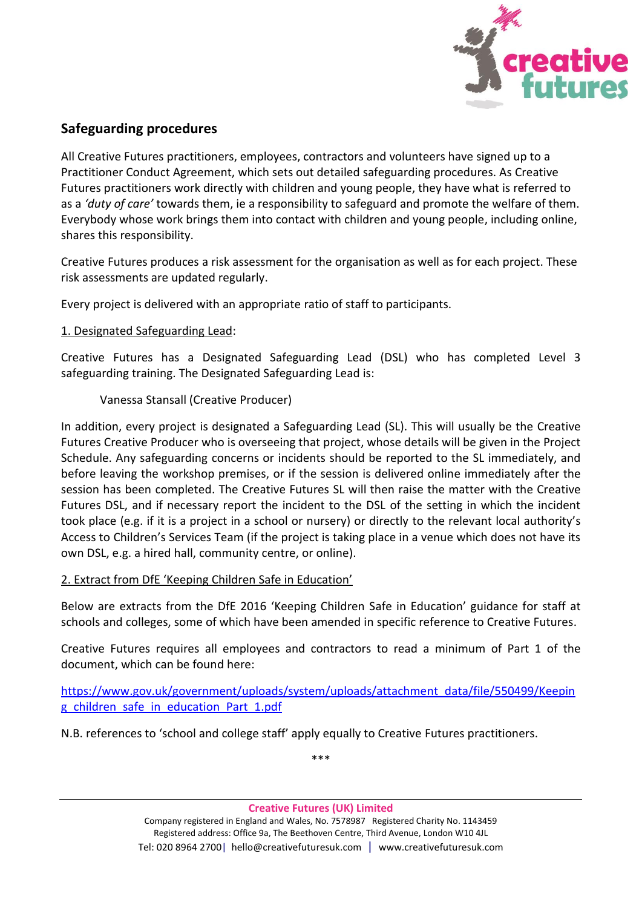## Safeguarding procedures

All Creative Futures practitioners, employees, contractors and volunteers have signed up to a Practitioner Conduct Agreement, which sets out detailed safeguarding procedures. As Creative Futures practitioners work directly with children and young people, they have what is referred to as a *'duty of care'* towards them, ie a responsibility to safeguard and promote the welfare of them. Everybody whose work brings them into contact with children and young people, including online, shares this responsibility.

Creative Futures produces a risk assessment for the organisation as well as for each project. These risk assessments are updated regularly.

Every project is delivered with an appropriate ratio of staff to participants.

1. Designated Safeguarding Lead:

Creative Futures has a Designated Safeguarding Lead (DSL) who has completed Level 3 safeguarding training. The Designated Safeguarding Lead is:

> Vanessa Stansall (Creative Producer)

In addition, every project is designated a Safeguarding Lead (SL). This will usually be the Creative Futures Creative Producer who is overseeing that project, whose details will be given in the Project Schedule. Any safeguarding concerns or incidents should be reported to the SL immediately, and before leaving the workshop premises, or if the session is delivered online immediately after the session has been completed. The Creative Futures SL will then raise the matter with the Creative Futures DSL, and if necessary report the incident to the DSL of the setting in which the incident took place (e.g. if it is a project in a school or nursery) or directly to the relevant local authority's Access to Children's Services Team (if the project is taking place in a venue which does not have its own DSL, e.g. a hired hall, community centre, or online).

2. Extract from DfE 'Keeping Children Safe in Education'

Below are extracts from the DfE 2016 'Keeping Children Safe in Education' guidance for staff at schools and colleges, some of which have been amended in specific reference to Creative Futures.

Creative Futures requires all employees and contractors to read a minimum of Part 1 of the document, which can be found here:

https://www.gov.uk/government/uploads/system/uploads/attachment_data/file/550499/Keeping_children_safe_in_education_Part_1.pdf

N.B. references to 'school and college staff' apply equally to Creative Futures practitioners.

***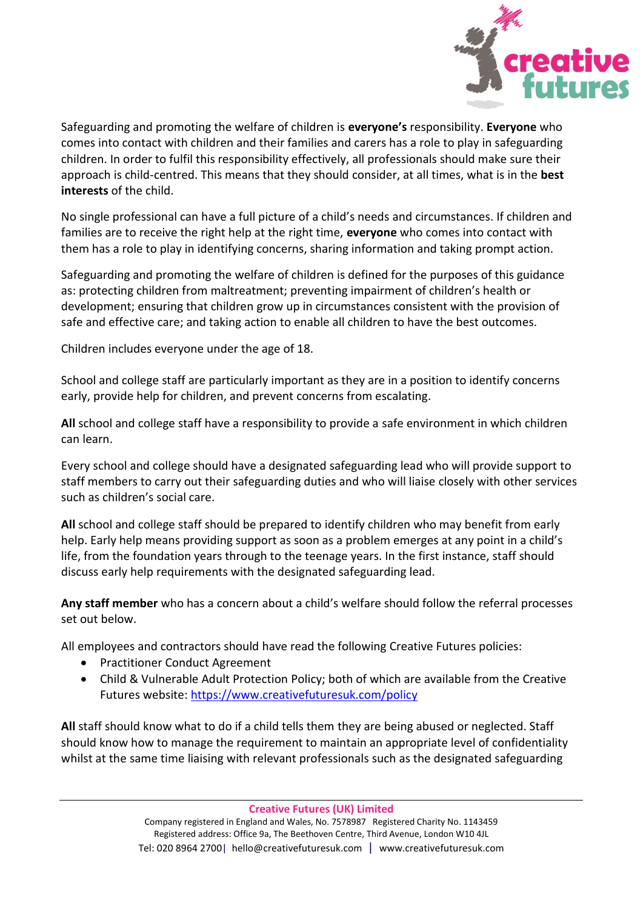Safeguarding and promoting the welfare of children is **everyone's** responsibility. **Everyone** who comes into contact with children and their families and carers has a role to play in safeguarding children. In order to fulfil this responsibility effectively, all professionals should make sure their approach is child-centred. This means that they should consider, at all times, what is in the **best interests** of the child.

No single professional can have a full picture of a child's needs and circumstances. If children and families are to receive the right help at the right time, **everyone** who comes into contact with them has a role to play in identifying concerns, sharing information and taking prompt action.

Safeguarding and promoting the welfare of children is defined for the purposes of this guidance as: protecting children from maltreatment; preventing impairment of children's health or development; ensuring that children grow up in circumstances consistent with the provision of safe and effective care; and taking action to enable all children to have the best outcomes.

Children includes everyone under the age of 18.

School and college staff are particularly important as they are in a position to identify concerns early, provide help for children, and prevent concerns from escalating.

**All** school and college staff have a responsibility to provide a safe environment in which children can learn.

Every school and college should have a designated safeguarding lead who will provide support to staff members to carry out their safeguarding duties and who will liaise closely with other services such as children's social care.

**All** school and college staff should be prepared to identify children who may benefit from early help. Early help means providing support as soon as a problem emerges at any point in a child's life, from the foundation years through to the teenage years. In the first instance, staff should discuss early help requirements with the designated safeguarding lead.

**Any staff member** who has a concern about a child's welfare should follow the referral processes set out below.

All employees and contractors should have read the following Creative Futures policies:

- Practitioner Conduct Agreement
- Child & Vulnerable Adult Protection Policy; both of which are available from the Creative Futures website: https://www.creativefuturesuk.com/policy

**All** staff should know what to do if a child tells them they are being abused or neglected. Staff should know how to manage the requirement to maintain an appropriate level of confidentiality whilst at the same time liaising with relevant professionals such as the designated safeguarding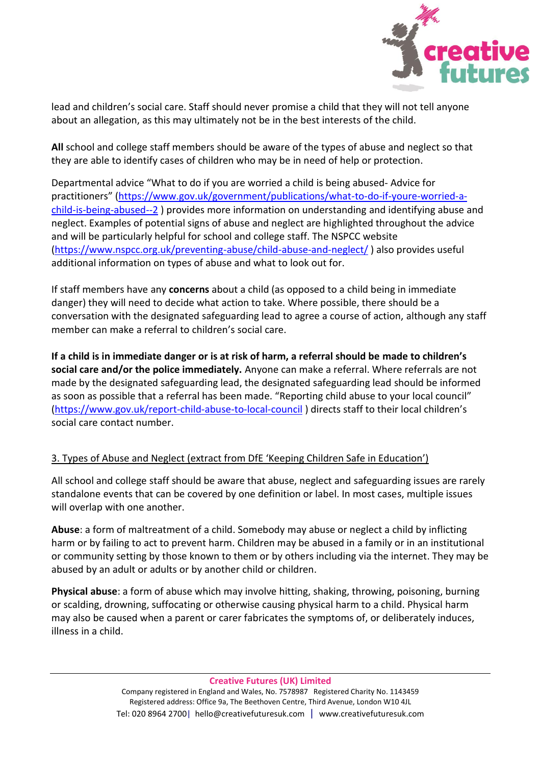lead and children's social care. Staff should never promise a child that they will not tell anyone about an allegation, as this may ultimately not be in the best interests of the child.

**All** school and college staff members should be aware of the types of abuse and neglect so that they are able to identify cases of children who may be in need of help or protection.

Departmental advice "What to do if you are worried a child is being abused- Advice for practitioners" (https://www.gov.uk/government/publications/what-to-do-if-youre-worried-a-child-is-being-abused--2 ) provides more information on understanding and identifying abuse and neglect. Examples of potential signs of abuse and neglect are highlighted throughout the advice and will be particularly helpful for school and college staff. The NSPCC website (https://www.nspcc.org.uk/preventing-abuse/child-abuse-and-neglect/ ) also provides useful additional information on types of abuse and what to look out for.

If staff members have any **concerns** about a child (as opposed to a child being in immediate danger) they will need to decide what action to take. Where possible, there should be a conversation with the designated safeguarding lead to agree a course of action, although any staff member can make a referral to children's social care.

**If a child is in immediate danger or is at risk of harm, a referral should be made to children's social care and/or the police immediately.** Anyone can make a referral. Where referrals are not made by the designated safeguarding lead, the designated safeguarding lead should be informed as soon as possible that a referral has been made. "Reporting child abuse to your local council" (https://www.gov.uk/report-child-abuse-to-local-council ) directs staff to their local children's social care contact number.

## 3. Types of Abuse and Neglect (extract from DfE 'Keeping Children Safe in Education')

All school and college staff should be aware that abuse, neglect and safeguarding issues are rarely standalone events that can be covered by one definition or label. In most cases, multiple issues will overlap with one another.

**Abuse**: a form of maltreatment of a child. Somebody may abuse or neglect a child by inflicting harm or by failing to act to prevent harm. Children may be abused in a family or in an institutional or community setting by those known to them or by others including via the internet. They may be abused by an adult or adults or by another child or children.

**Physical abuse**: a form of abuse which may involve hitting, shaking, throwing, poisoning, burning or scalding, drowning, suffocating or otherwise causing physical harm to a child. Physical harm may also be caused when a parent or carer fabricates the symptoms of, or deliberately induces, illness in a child.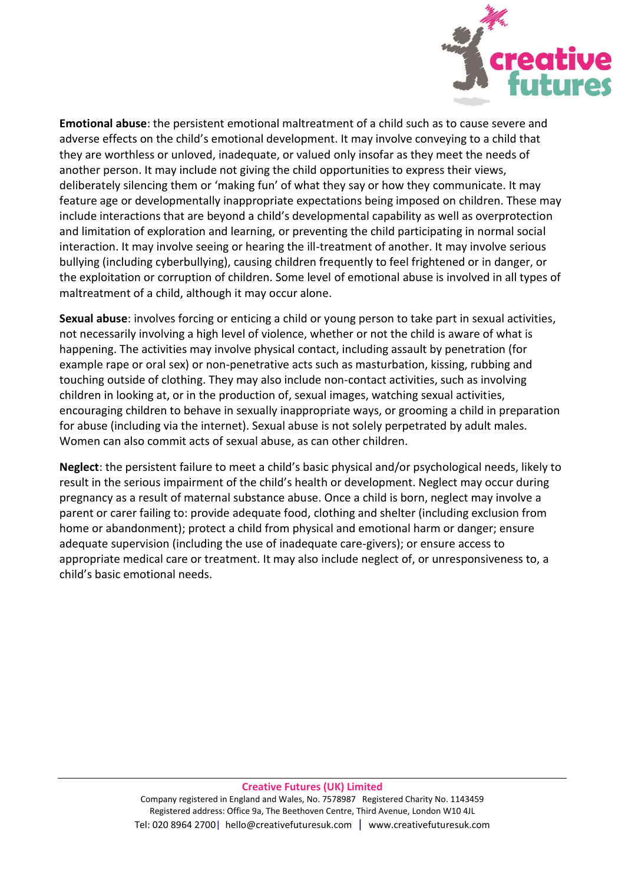**Emotional abuse**: the persistent emotional maltreatment of a child such as to cause severe and adverse effects on the child's emotional development. It may involve conveying to a child that they are worthless or unloved, inadequate, or valued only insofar as they meet the needs of another person. It may include not giving the child opportunities to express their views, deliberately silencing them or 'making fun' of what they say or how they communicate. It may feature age or developmentally inappropriate expectations being imposed on children. These may include interactions that are beyond a child's developmental capability as well as overprotection and limitation of exploration and learning, or preventing the child participating in normal social interaction. It may involve seeing or hearing the ill-treatment of another. It may involve serious bullying (including cyberbullying), causing children frequently to feel frightened or in danger, or the exploitation or corruption of children. Some level of emotional abuse is involved in all types of maltreatment of a child, although it may occur alone.

**Sexual abuse**: involves forcing or enticing a child or young person to take part in sexual activities, not necessarily involving a high level of violence, whether or not the child is aware of what is happening. The activities may involve physical contact, including assault by penetration (for example rape or oral sex) or non-penetrative acts such as masturbation, kissing, rubbing and touching outside of clothing. They may also include non-contact activities, such as involving children in looking at, or in the production of, sexual images, watching sexual activities, encouraging children to behave in sexually inappropriate ways, or grooming a child in preparation for abuse (including via the internet). Sexual abuse is not solely perpetrated by adult males. Women can also commit acts of sexual abuse, as can other children.

**Neglect**: the persistent failure to meet a child's basic physical and/or psychological needs, likely to result in the serious impairment of the child's health or development. Neglect may occur during pregnancy as a result of maternal substance abuse. Once a child is born, neglect may involve a parent or carer failing to: provide adequate food, clothing and shelter (including exclusion from home or abandonment); protect a child from physical and emotional harm or danger; ensure adequate supervision (including the use of inadequate care-givers); or ensure access to appropriate medical care or treatment. It may also include neglect of, or unresponsiveness to, a child's basic emotional needs.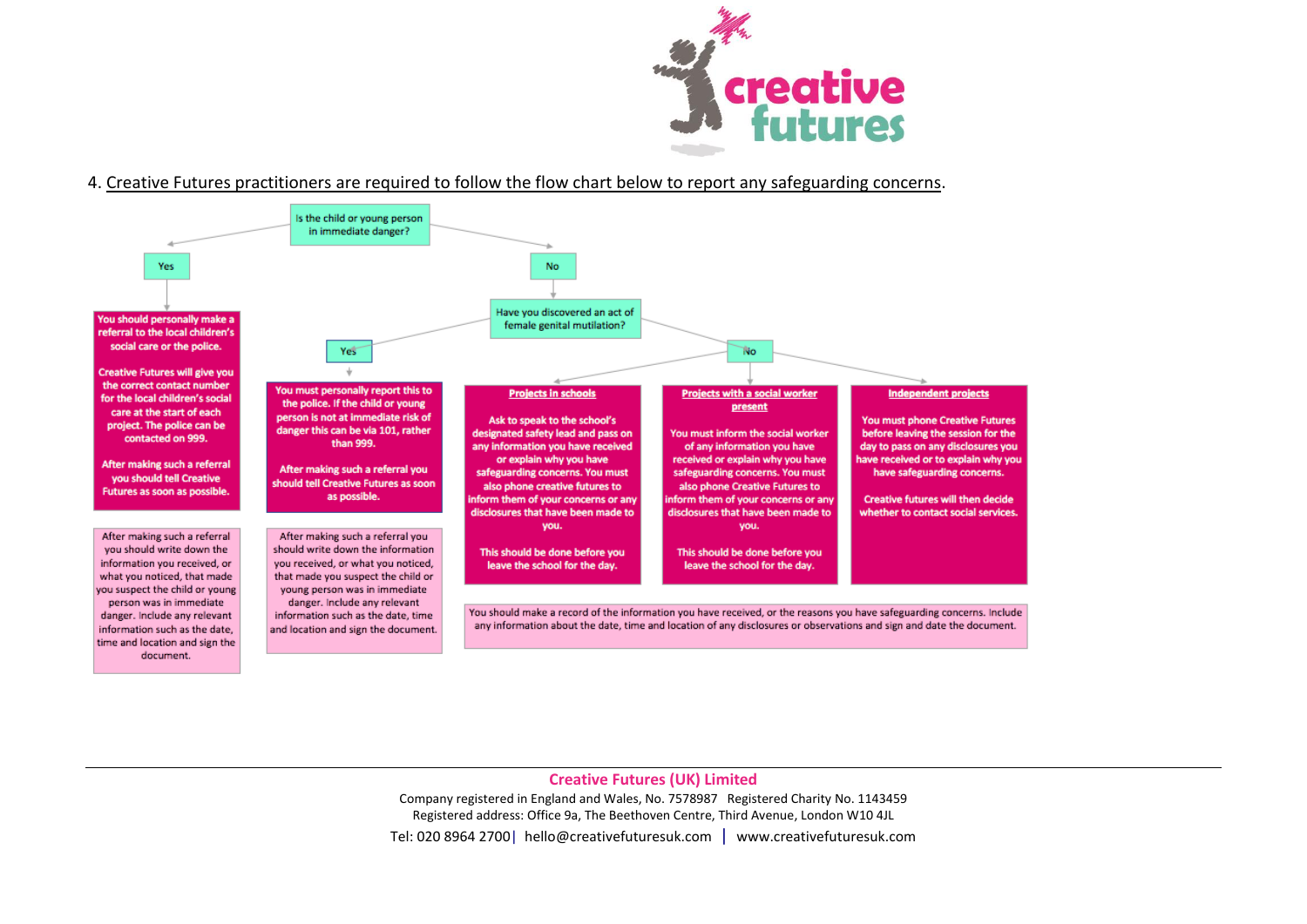4. Creative Futures practitioners are required to follow the flow chart below to report any safeguarding concerns.

**Is the child or young person in immediate danger?**

**Yes**

**You should personally make a referral to the local children's social care or the police.**

**Creative Futures will give you the correct contact number for the local children's social care at the start of each project. The police can be contacted on 999.**

**After making such a referral you should tell Creative Futures as soon as possible.**

After making such a referral you should write down the information you received, or what you noticed, that made you suspect the child or young person was in immediate danger. Include any relevant information such as the date, time and location and sign the document.

**No**

**Have you discovered an act of female genital mutilation?**

**Yes**

**You must personally report this to the police. If the child or young person is not at immediate risk of danger this can be via 101, rather than 999.**

**After making such a referral you should tell Creative Futures as soon as possible.**

After making such a referral you should write down the information you received, or what you noticed, that made you suspect the child or young person was in immediate danger. Include any relevant information such as the date, time and location and sign the document.

**No**

**Projects in schools**

**Ask to speak to the school's designated safety lead and pass on any information you have received or explain why you have safeguarding concerns. You must also phone creative futures to inform them of your concerns or any disclosures that have been made to you.**

**This should be done before you leave the school for the day.**

**Projects with a social worker present**

**You must inform the social worker of any information you have received or explain why you have safeguarding concerns. You must also phone Creative Futures to inform them of your concerns or any disclosures that have been made to you.**

**This should be done before you leave the school for the day.**

**Independent projects**

**You must phone Creative Futures before leaving the session for the day to pass on any disclosures you have received or to explain why you have safeguarding concerns.**

**Creative futures will then decide whether to contact social services.**

You should make a record of the information you have received, or the reasons you have safeguarding concerns. Include any information about the date, time and location of any disclosures or observations and sign and date the document.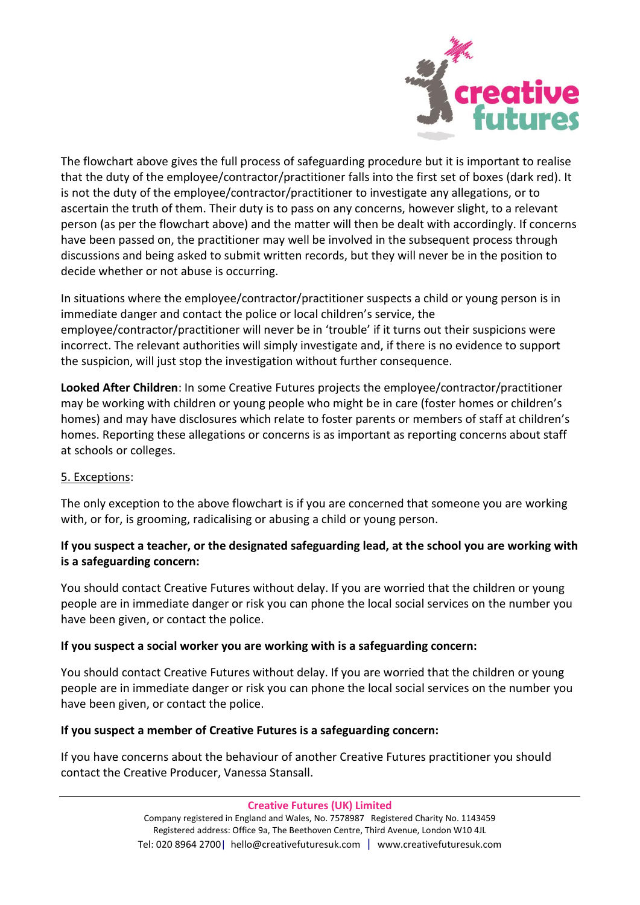The flowchart above gives the full process of safeguarding procedure but it is important to realise that the duty of the employee/contractor/practitioner falls into the first set of boxes (dark red). It is not the duty of the employee/contractor/practitioner to investigate any allegations, or to ascertain the truth of them. Their duty is to pass on any concerns, however slight, to a relevant person (as per the flowchart above) and the matter will then be dealt with accordingly. If concerns have been passed on, the practitioner may well be involved in the subsequent process through discussions and being asked to submit written records, but they will never be in the position to decide whether or not abuse is occurring.

In situations where the employee/contractor/practitioner suspects a child or young person is in immediate danger and contact the police or local children's service, the employee/contractor/practitioner will never be in 'trouble' if it turns out their suspicions were incorrect. The relevant authorities will simply investigate and, if there is no evidence to support the suspicion, will just stop the investigation without further consequence.

**Looked After Children**: In some Creative Futures projects the employee/contractor/practitioner may be working with children or young people who might be in care (foster homes or children's homes) and may have disclosures which relate to foster parents or members of staff at children's homes. Reporting these allegations or concerns is as important as reporting concerns about staff at schools or colleges.

5. Exceptions:

The only exception to the above flowchart is if you are concerned that someone you are working with, or for, is grooming, radicalising or abusing a child or young person.

**If you suspect a teacher, or the designated safeguarding lead, at the school you are working with is a safeguarding concern:**

You should contact Creative Futures without delay. If you are worried that the children or young people are in immediate danger or risk you can phone the local social services on the number you have been given, or contact the police.

**If you suspect a social worker you are working with is a safeguarding concern:**

You should contact Creative Futures without delay. If you are worried that the children or young people are in immediate danger or risk you can phone the local social services on the number you have been given, or contact the police.

**If you suspect a member of Creative Futures is a safeguarding concern:**

If you have concerns about the behaviour of another Creative Futures practitioner you should contact the Creative Producer, Vanessa Stansall.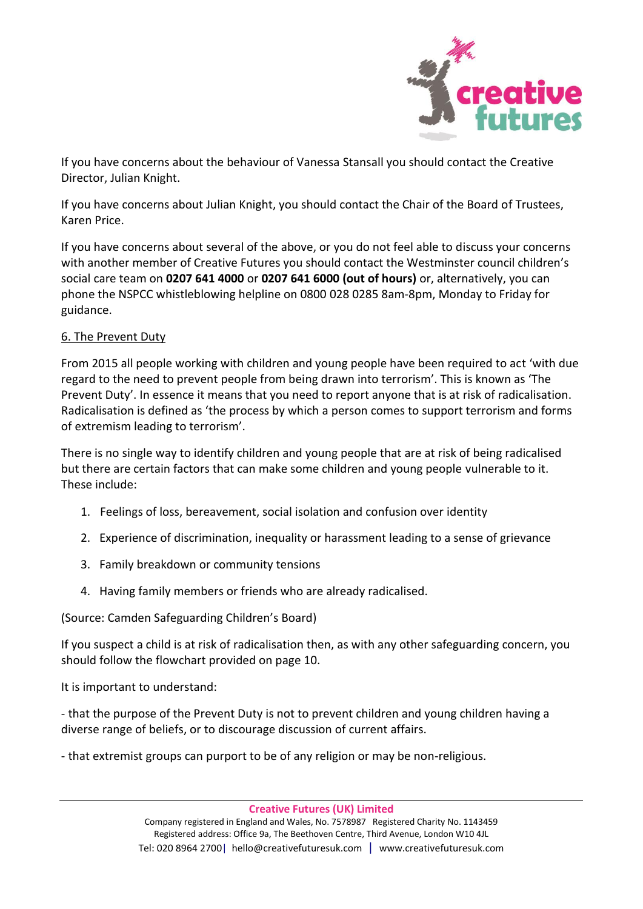If you have concerns about the behaviour of Vanessa Stansall you should contact the Creative Director, Julian Knight.

If you have concerns about Julian Knight, you should contact the Chair of the Board of Trustees, Karen Price.

If you have concerns about several of the above, or you do not feel able to discuss your concerns with another member of Creative Futures you should contact the Westminster council children's social care team on **0207 641 4000** or **0207 641 6000 (out of hours)** or, alternatively, you can phone the NSPCC whistleblowing helpline on 0800 028 0285 8am-8pm, Monday to Friday for guidance.

## 6. The Prevent Duty

From 2015 all people working with children and young people have been required to act 'with due regard to the need to prevent people from being drawn into terrorism'. This is known as 'The Prevent Duty'. In essence it means that you need to report anyone that is at risk of radicalisation. Radicalisation is defined as 'the process by which a person comes to support terrorism and forms of extremism leading to terrorism'.

There is no single way to identify children and young people that are at risk of being radicalised but there are certain factors that can make some children and young people vulnerable to it. These include:

1. Feelings of loss, bereavement, social isolation and confusion over identity
2. Experience of discrimination, inequality or harassment leading to a sense of grievance
3. Family breakdown or community tensions
4. Having family members or friends who are already radicalised.

(Source: Camden Safeguarding Children's Board)

If you suspect a child is at risk of radicalisation then, as with any other safeguarding concern, you should follow the flowchart provided on page 10.

It is important to understand:

- that the purpose of the Prevent Duty is not to prevent children and young children having a diverse range of beliefs, or to discourage discussion of current affairs.

- that extremist groups can purport to be of any religion or may be non-religious.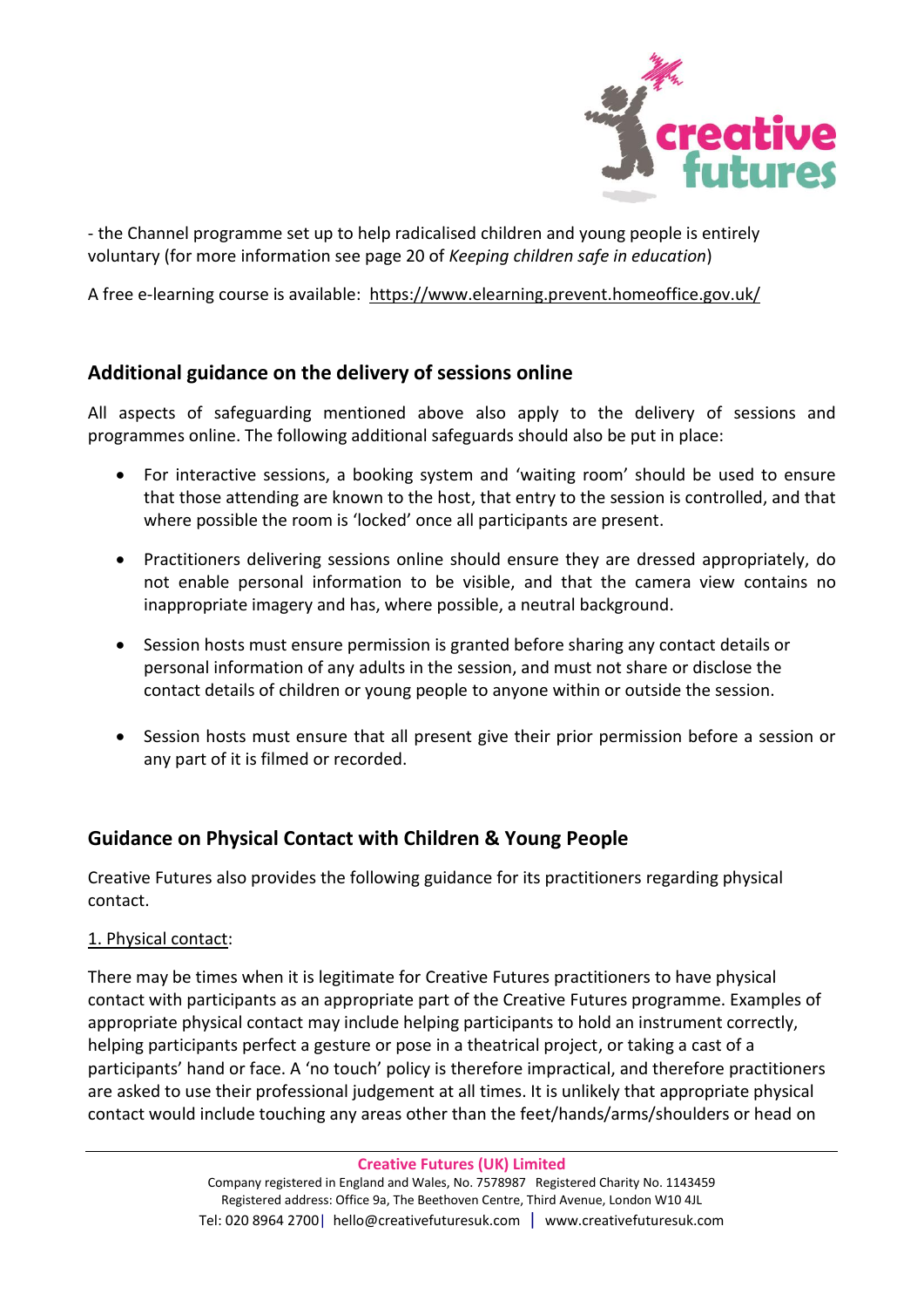- the Channel programme set up to help radicalised children and young people is entirely voluntary (for more information see page 20 of *Keeping children safe in education*)

A free e-learning course is available: https://www.elearning.prevent.homeoffice.gov.uk/

## Additional guidance on the delivery of sessions online

All aspects of safeguarding mentioned above also apply to the delivery of sessions and programmes online. The following additional safeguards should also be put in place:

- For interactive sessions, a booking system and 'waiting room' should be used to ensure that those attending are known to the host, that entry to the session is controlled, and that where possible the room is 'locked' once all participants are present.
- Practitioners delivering sessions online should ensure they are dressed appropriately, do not enable personal information to be visible, and that the camera view contains no inappropriate imagery and has, where possible, a neutral background.
- Session hosts must ensure permission is granted before sharing any contact details or personal information of any adults in the session, and must not share or disclose the contact details of children or young people to anyone within or outside the session.
- Session hosts must ensure that all present give their prior permission before a session or any part of it is filmed or recorded.

## Guidance on Physical Contact with Children & Young People

Creative Futures also provides the following guidance for its practitioners regarding physical contact.

1. Physical contact:

There may be times when it is legitimate for Creative Futures practitioners to have physical contact with participants as an appropriate part of the Creative Futures programme. Examples of appropriate physical contact may include helping participants to hold an instrument correctly, helping participants perfect a gesture or pose in a theatrical project, or taking a cast of a participants' hand or face. A 'no touch' policy is therefore impractical, and therefore practitioners are asked to use their professional judgement at all times. It is unlikely that appropriate physical contact would include touching any areas other than the feet/hands/arms/shoulders or head on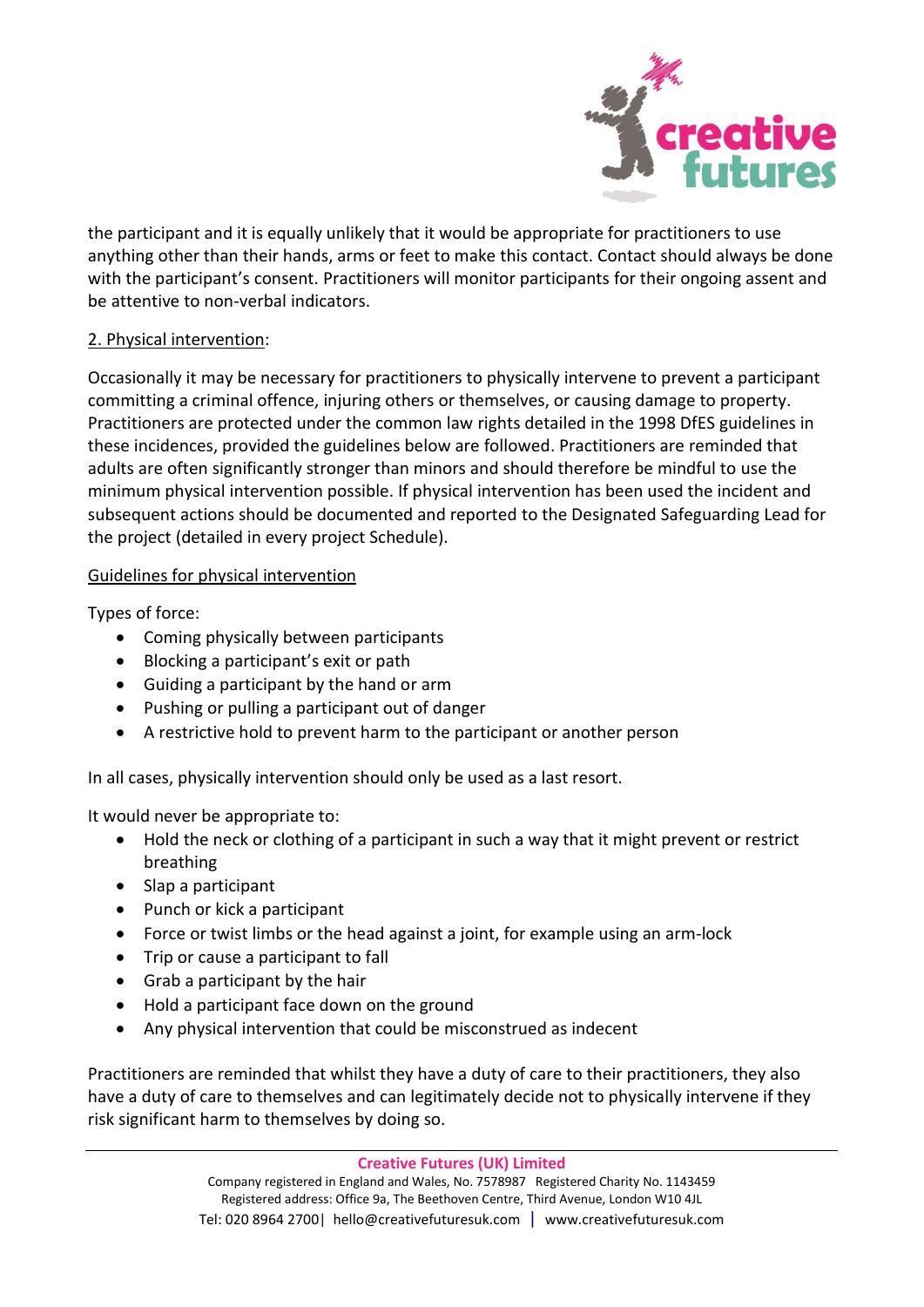the participant and it is equally unlikely that it would be appropriate for practitioners to use anything other than their hands, arms or feet to make this contact. Contact should always be done with the participant's consent. Practitioners will monitor participants for their ongoing assent and be attentive to non-verbal indicators.

2. Physical intervention:

Occasionally it may be necessary for practitioners to physically intervene to prevent a participant committing a criminal offence, injuring others or themselves, or causing damage to property. Practitioners are protected under the common law rights detailed in the 1998 DfES guidelines in these incidences, provided the guidelines below are followed. Practitioners are reminded that adults are often significantly stronger than minors and should therefore be mindful to use the minimum physical intervention possible. If physical intervention has been used the incident and subsequent actions should be documented and reported to the Designated Safeguarding Lead for the project (detailed in every project Schedule).

Guidelines for physical intervention

Types of force:

- Coming physically between participants
- Blocking a participant's exit or path
- Guiding a participant by the hand or arm
- Pushing or pulling a participant out of danger
- A restrictive hold to prevent harm to the participant or another person

In all cases, physically intervention should only be used as a last resort.

It would never be appropriate to:

- Hold the neck or clothing of a participant in such a way that it might prevent or restrict breathing
- Slap a participant
- Punch or kick a participant
- Force or twist limbs or the head against a joint, for example using an arm-lock
- Trip or cause a participant to fall
- Grab a participant by the hair
- Hold a participant face down on the ground
- Any physical intervention that could be misconstrued as indecent

Practitioners are reminded that whilst they have a duty of care to their practitioners, they also have a duty of care to themselves and can legitimately decide not to physically intervene if they risk significant harm to themselves by doing so.